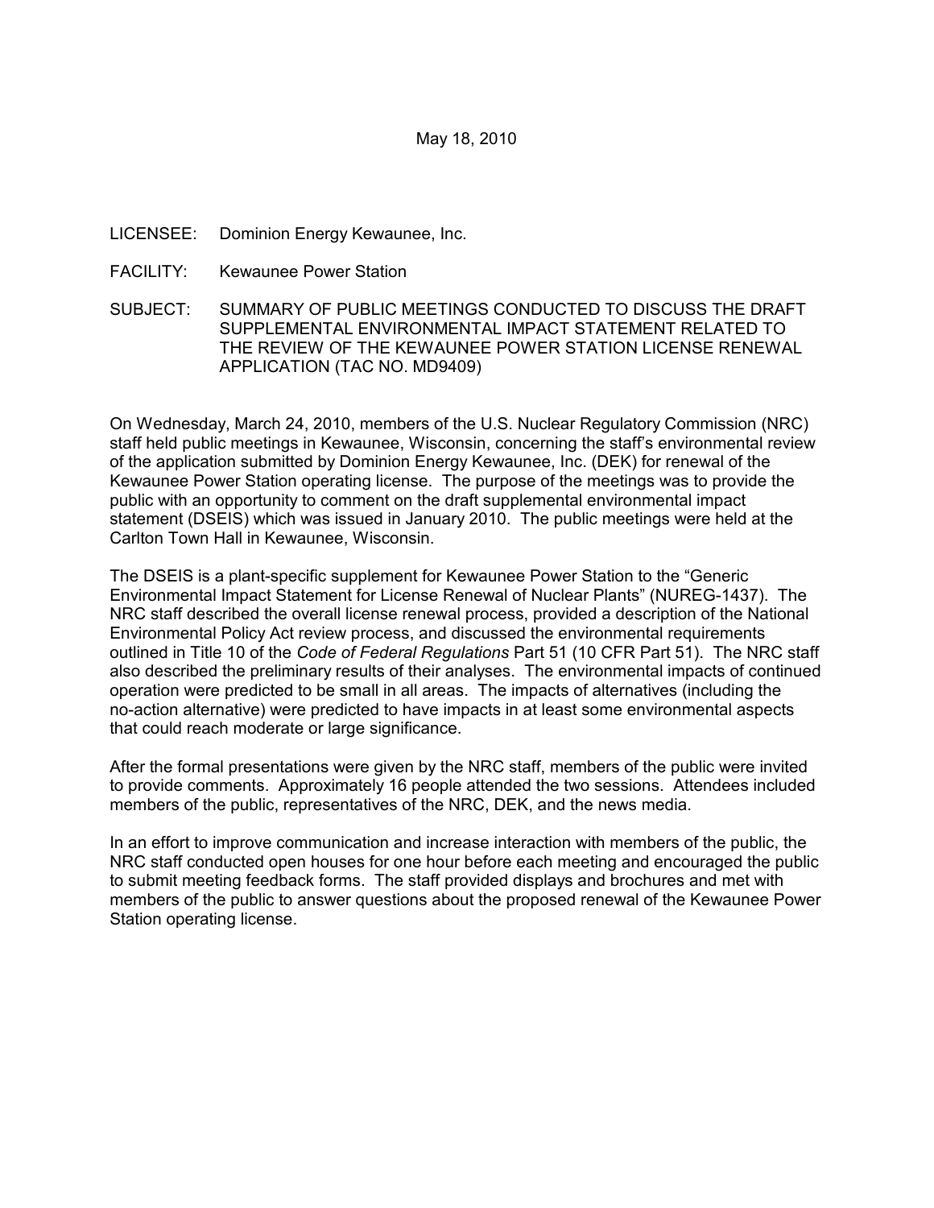May 18, 2010

LICENSEE: Dominion Energy Kewaunee, Inc.

FACILITY: Kewaunee Power Station

SUBJECT: SUMMARY OF PUBLIC MEETINGS CONDUCTED TO DISCUSS THE DRAFT SUPPLEMENTAL ENVIRONMENTAL IMPACT STATEMENT RELATED TO THE REVIEW OF THE KEWAUNEE POWER STATION LICENSE RENEWAL APPLICATION (TAC NO. MD9409)

On Wednesday, March 24, 2010, members of the U.S. Nuclear Regulatory Commission (NRC) staff held public meetings in Kewaunee, Wisconsin, concerning the staff's environmental review of the application submitted by Dominion Energy Kewaunee, Inc. (DEK) for renewal of the Kewaunee Power Station operating license. The purpose of the meetings was to provide the public with an opportunity to comment on the draft supplemental environmental impact statement (DSEIS) which was issued in January 2010. The public meetings were held at the Carlton Town Hall in Kewaunee, Wisconsin.

The DSEIS is a plant-specific supplement for Kewaunee Power Station to the "Generic Environmental Impact Statement for License Renewal of Nuclear Plants" (NUREG-1437). The NRC staff described the overall license renewal process, provided a description of the National Environmental Policy Act review process, and discussed the environmental requirements outlined in Title 10 of the *Code of Federal Regulations* Part 51 (10 CFR Part 51). The NRC staff also described the preliminary results of their analyses. The environmental impacts of continued operation were predicted to be small in all areas. The impacts of alternatives (including the no-action alternative) were predicted to have impacts in at least some environmental aspects that could reach moderate or large significance.

After the formal presentations were given by the NRC staff, members of the public were invited to provide comments. Approximately 16 people attended the two sessions. Attendees included members of the public, representatives of the NRC, DEK, and the news media.

In an effort to improve communication and increase interaction with members of the public, the NRC staff conducted open houses for one hour before each meeting and encouraged the public to submit meeting feedback forms. The staff provided displays and brochures and met with members of the public to answer questions about the proposed renewal of the Kewaunee Power Station operating license.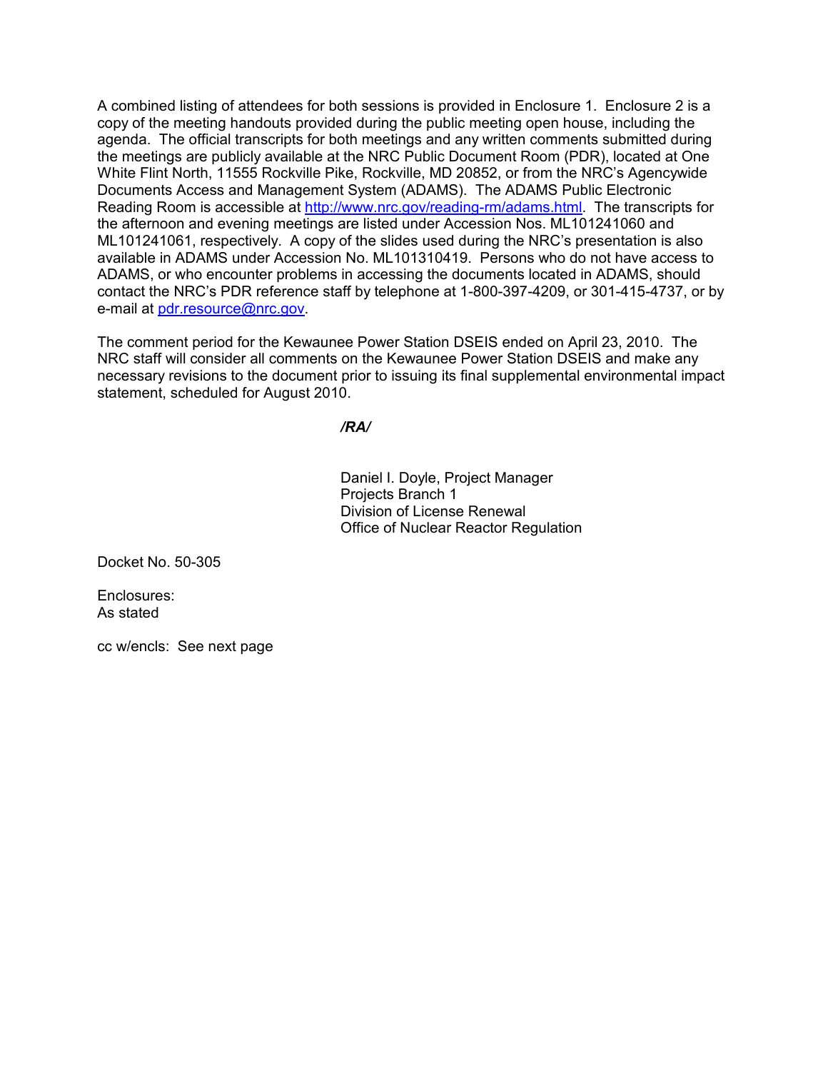A combined listing of attendees for both sessions is provided in Enclosure 1. Enclosure 2 is a copy of the meeting handouts provided during the public meeting open house, including the agenda. The official transcripts for both meetings and any written comments submitted during the meetings are publicly available at the NRC Public Document Room (PDR), located at One White Flint North, 11555 Rockville Pike, Rockville, MD 20852, or from the NRC's Agencywide Documents Access and Management System (ADAMS). The ADAMS Public Electronic Reading Room is accessible at http://www.nrc.gov/reading-rm/adams.html. The transcripts for the afternoon and evening meetings are listed under Accession Nos. ML101241060 and ML101241061, respectively. A copy of the slides used during the NRC's presentation is also available in ADAMS under Accession No. ML101310419. Persons who do not have access to ADAMS, or who encounter problems in accessing the documents located in ADAMS, should contact the NRC's PDR reference staff by telephone at 1-800-397-4209, or 301-415-4737, or by e-mail at pdr.resource@nrc.gov.

The comment period for the Kewaunee Power Station DSEIS ended on April 23, 2010. The NRC staff will consider all comments on the Kewaunee Power Station DSEIS and make any necessary revisions to the document prior to issuing its final supplemental environmental impact statement, scheduled for August 2010.

***/RA/***

Daniel I. Doyle, Project Manager
Projects Branch 1
Division of License Renewal
Office of Nuclear Reactor Regulation

Docket No. 50-305

Enclosures:
As stated

cc w/encls: See next page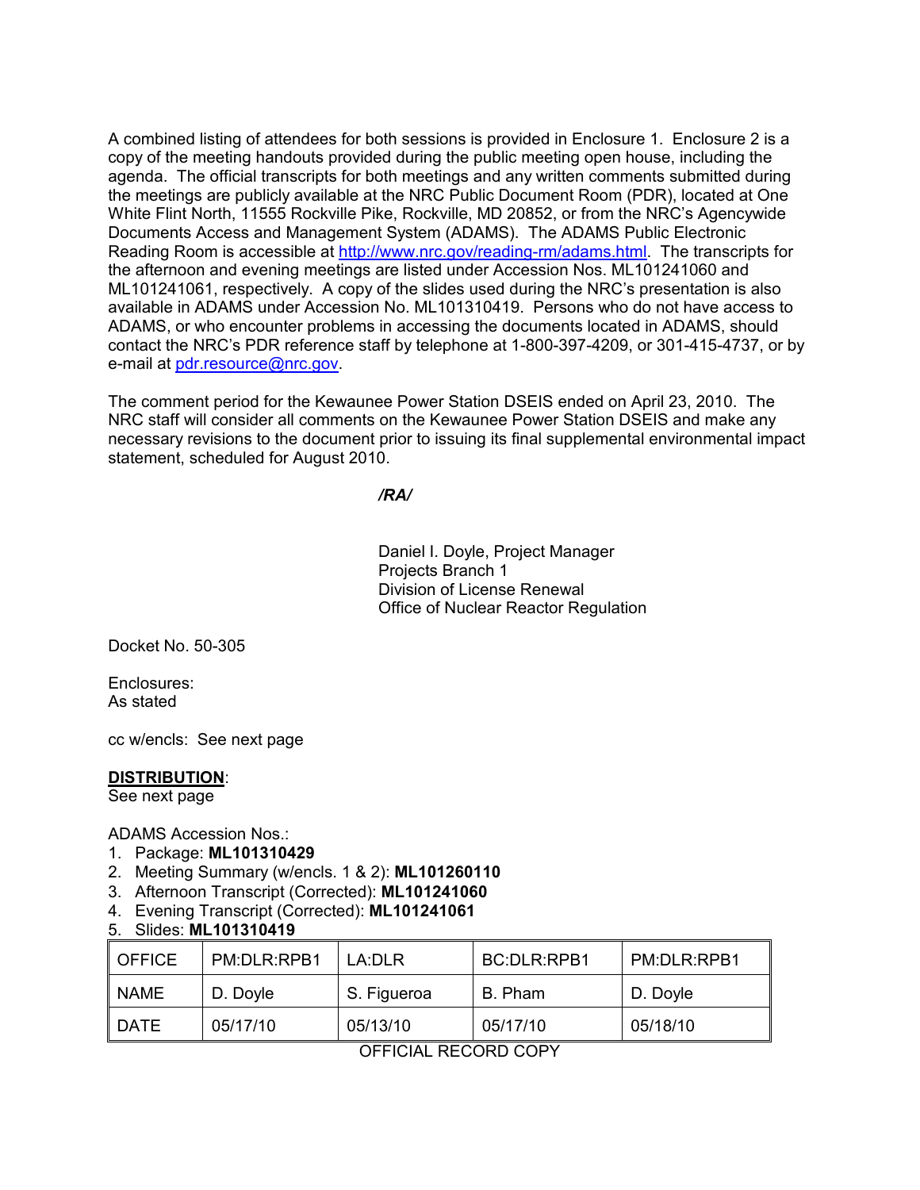A combined listing of attendees for both sessions is provided in Enclosure 1. Enclosure 2 is a copy of the meeting handouts provided during the public meeting open house, including the agenda. The official transcripts for both meetings and any written comments submitted during the meetings are publicly available at the NRC Public Document Room (PDR), located at One White Flint North, 11555 Rockville Pike, Rockville, MD 20852, or from the NRC's Agencywide Documents Access and Management System (ADAMS). The ADAMS Public Electronic Reading Room is accessible at http://www.nrc.gov/reading-rm/adams.html. The transcripts for the afternoon and evening meetings are listed under Accession Nos. ML101241060 and ML101241061, respectively. A copy of the slides used during the NRC's presentation is also available in ADAMS under Accession No. ML101310419. Persons who do not have access to ADAMS, or who encounter problems in accessing the documents located in ADAMS, should contact the NRC's PDR reference staff by telephone at 1-800-397-4209, or 301-415-4737, or by e-mail at pdr.resource@nrc.gov.

The comment period for the Kewaunee Power Station DSEIS ended on April 23, 2010. The NRC staff will consider all comments on the Kewaunee Power Station DSEIS and make any necessary revisions to the document prior to issuing its final supplemental environmental impact statement, scheduled for August 2010.

*/RA/*

Daniel I. Doyle, Project Manager
Projects Branch 1
Division of License Renewal
Office of Nuclear Reactor Regulation

Docket No. 50-305

Enclosures:
As stated

cc w/encls: See next page

**DISTRIBUTION**:
See next page

ADAMS Accession Nos.:

1. Package: **ML101310429**
2. Meeting Summary (w/encls. 1 & 2): **ML101260110**
3. Afternoon Transcript (Corrected): **ML101241060**
4. Evening Transcript (Corrected): **ML101241061**
5. Slides: **ML101310419**

| OFFICE | PM:DLR:RPB1 | LA:DLR | BC:DLR:RPB1 | PM:DLR:RPB1 |
|---|---|---|---|---|
| NAME | D. Doyle | S. Figueroa | B. Pham | D. Doyle |
| DATE | 05/17/10 | 05/13/10 | 05/17/10 | 05/18/10 |

OFFICIAL RECORD COPY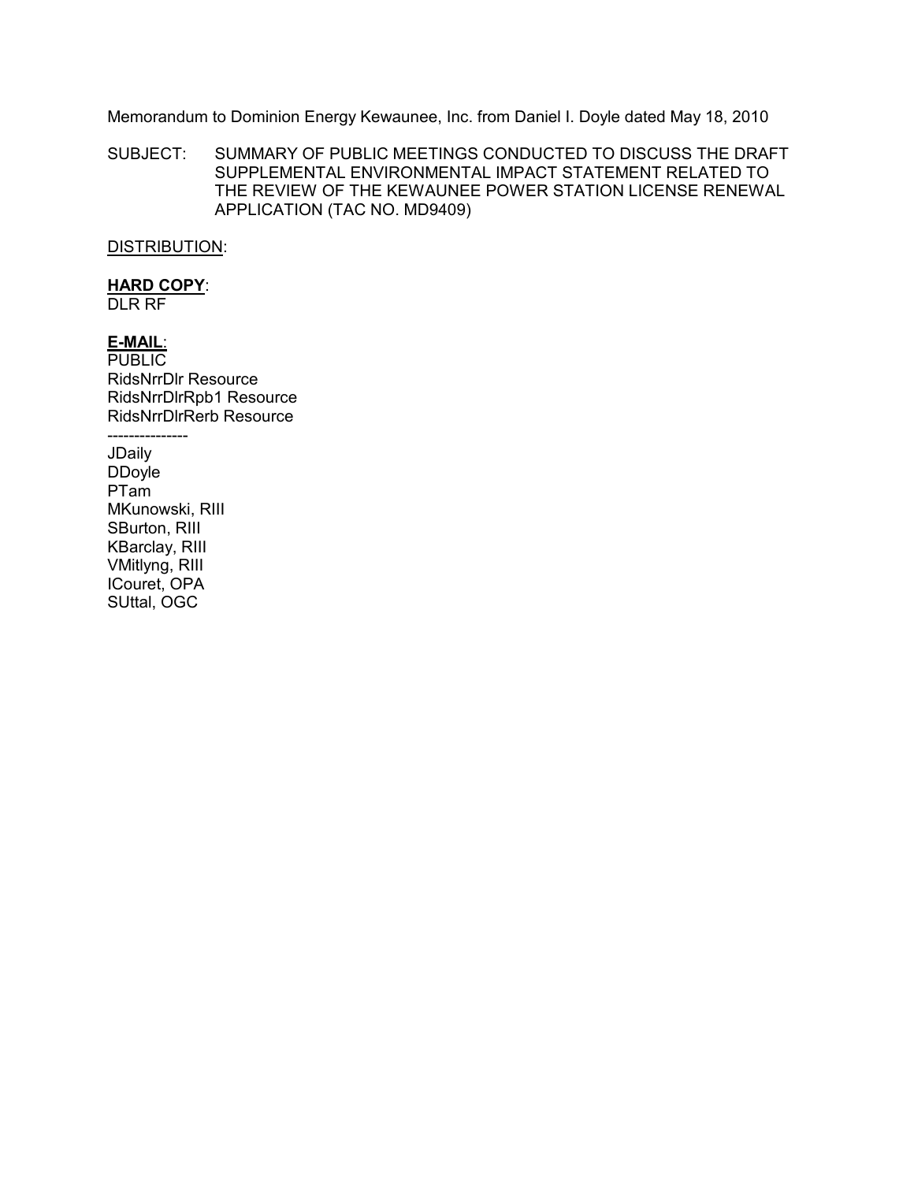Memorandum to Dominion Energy Kewaunee, Inc. from Daniel I. Doyle dated May 18, 2010

SUBJECT: SUMMARY OF PUBLIC MEETINGS CONDUCTED TO DISCUSS THE DRAFT SUPPLEMENTAL ENVIRONMENTAL IMPACT STATEMENT RELATED TO THE REVIEW OF THE KEWAUNEE POWER STATION LICENSE RENEWAL APPLICATION (TAC NO. MD9409)

DISTRIBUTION:

**HARD COPY**:
DLR RF

**E-MAIL**:
PUBLIC
RidsNrrDlr Resource
RidsNrrDlrRpb1 Resource
RidsNrrDlrRerb Resource
---------------
JDaily
DDoyle
PTam
MKunowski, RIII
SBurton, RIII
KBarclay, RIII
VMitlyng, RIII
ICouret, OPA
SUttal, OGC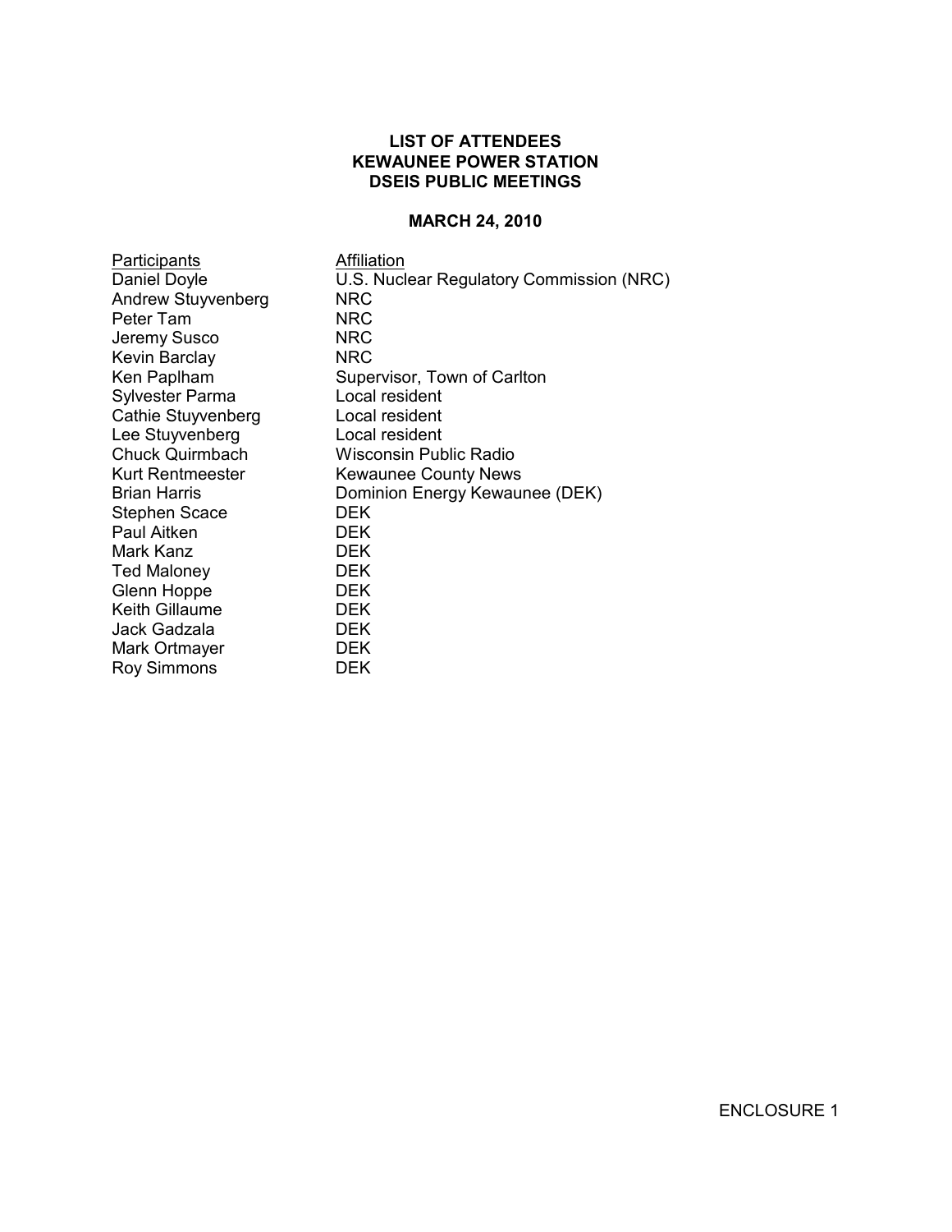**LIST OF ATTENDEES**
**KEWAUNEE POWER STATION**
**DSEIS PUBLIC MEETINGS**

**MARCH 24, 2010**

| Participants | Affiliation |
|---|---|
| Daniel Doyle | U.S. Nuclear Regulatory Commission (NRC) |
| Andrew Stuyvenberg | NRC |
| Peter Tam | NRC |
| Jeremy Susco | NRC |
| Kevin Barclay | NRC |
| Ken Paplham | Supervisor, Town of Carlton |
| Sylvester Parma | Local resident |
| Cathie Stuyvenberg | Local resident |
| Lee Stuyvenberg | Local resident |
| Chuck Quirmbach | Wisconsin Public Radio |
| Kurt Rentmeester | Kewaunee County News |
| Brian Harris | Dominion Energy Kewaunee (DEK) |
| Stephen Scace | DEK |
| Paul Aitken | DEK |
| Mark Kanz | DEK |
| Ted Maloney | DEK |
| Glenn Hoppe | DEK |
| Keith Gillaume | DEK |
| Jack Gadzala | DEK |
| Mark Ortmayer | DEK |
| Roy Simmons | DEK |

ENCLOSURE 1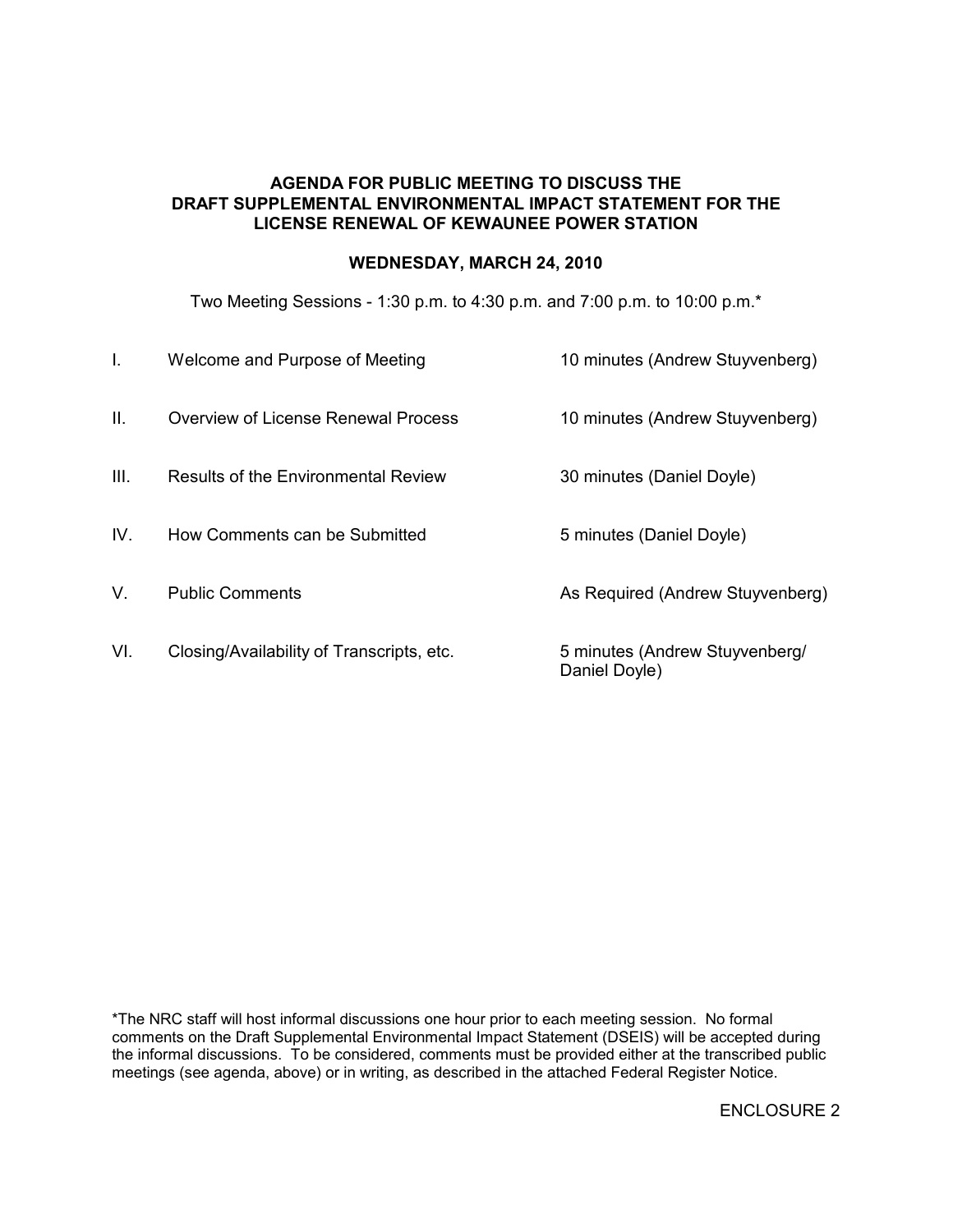**AGENDA FOR PUBLIC MEETING TO DISCUSS THE DRAFT SUPPLEMENTAL ENVIRONMENTAL IMPACT STATEMENT FOR THE LICENSE RENEWAL OF KEWAUNEE POWER STATION**

**WEDNESDAY, MARCH 24, 2010**

Two Meeting Sessions - 1:30 p.m. to 4:30 p.m. and 7:00 p.m. to 10:00 p.m.*

| | | |
|---|---|---|
| I. | Welcome and Purpose of Meeting | 10 minutes (Andrew Stuyvenberg) |
| II. | Overview of License Renewal Process | 10 minutes (Andrew Stuyvenberg) |
| III. | Results of the Environmental Review | 30 minutes (Daniel Doyle) |
| IV. | How Comments can be Submitted | 5 minutes (Daniel Doyle) |
| V. | Public Comments | As Required (Andrew Stuyvenberg) |
| VI. | Closing/Availability of Transcripts, etc. | 5 minutes (Andrew Stuyvenberg/ Daniel Doyle) |

*The NRC staff will host informal discussions one hour prior to each meeting session. No formal comments on the Draft Supplemental Environmental Impact Statement (DSEIS) will be accepted during the informal discussions. To be considered, comments must be provided either at the transcribed public meetings (see agenda, above) or in writing, as described in the attached Federal Register Notice.

ENCLOSURE 2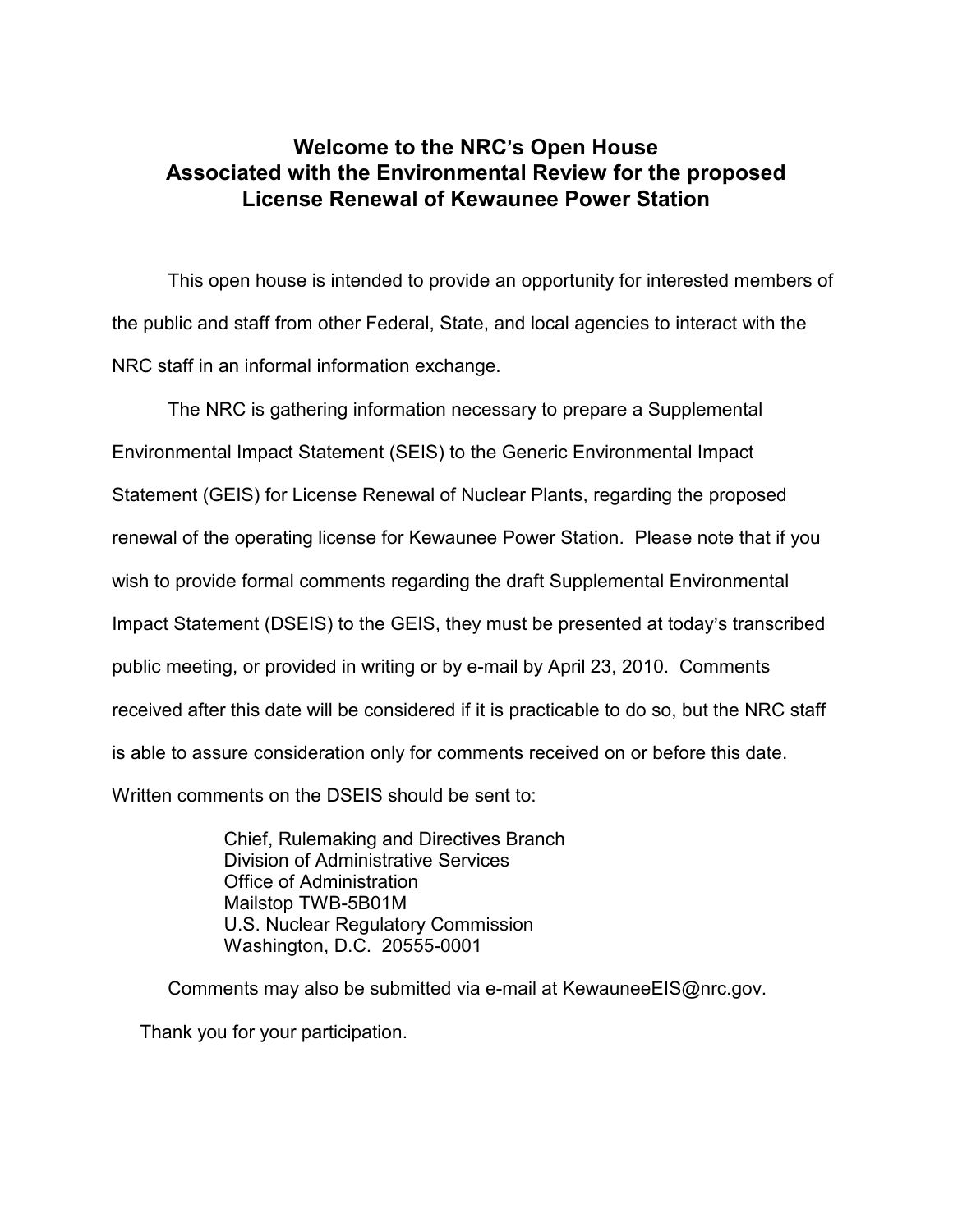# Welcome to the NRC's Open House
# Associated with the Environmental Review for the proposed License Renewal of Kewaunee Power Station

This open house is intended to provide an opportunity for interested members of the public and staff from other Federal, State, and local agencies to interact with the NRC staff in an informal information exchange.

The NRC is gathering information necessary to prepare a Supplemental Environmental Impact Statement (SEIS) to the Generic Environmental Impact Statement (GEIS) for License Renewal of Nuclear Plants, regarding the proposed renewal of the operating license for Kewaunee Power Station. Please note that if you wish to provide formal comments regarding the draft Supplemental Environmental Impact Statement (DSEIS) to the GEIS, they must be presented at today's transcribed public meeting, or provided in writing or by e-mail by April 23, 2010. Comments received after this date will be considered if it is practicable to do so, but the NRC staff is able to assure consideration only for comments received on or before this date. Written comments on the DSEIS should be sent to:

Chief, Rulemaking and Directives Branch
Division of Administrative Services
Office of Administration
Mailstop TWB-5B01M
U.S. Nuclear Regulatory Commission
Washington, D.C. 20555-0001

Comments may also be submitted via e-mail at KewauneeEIS@nrc.gov.

Thank you for your participation.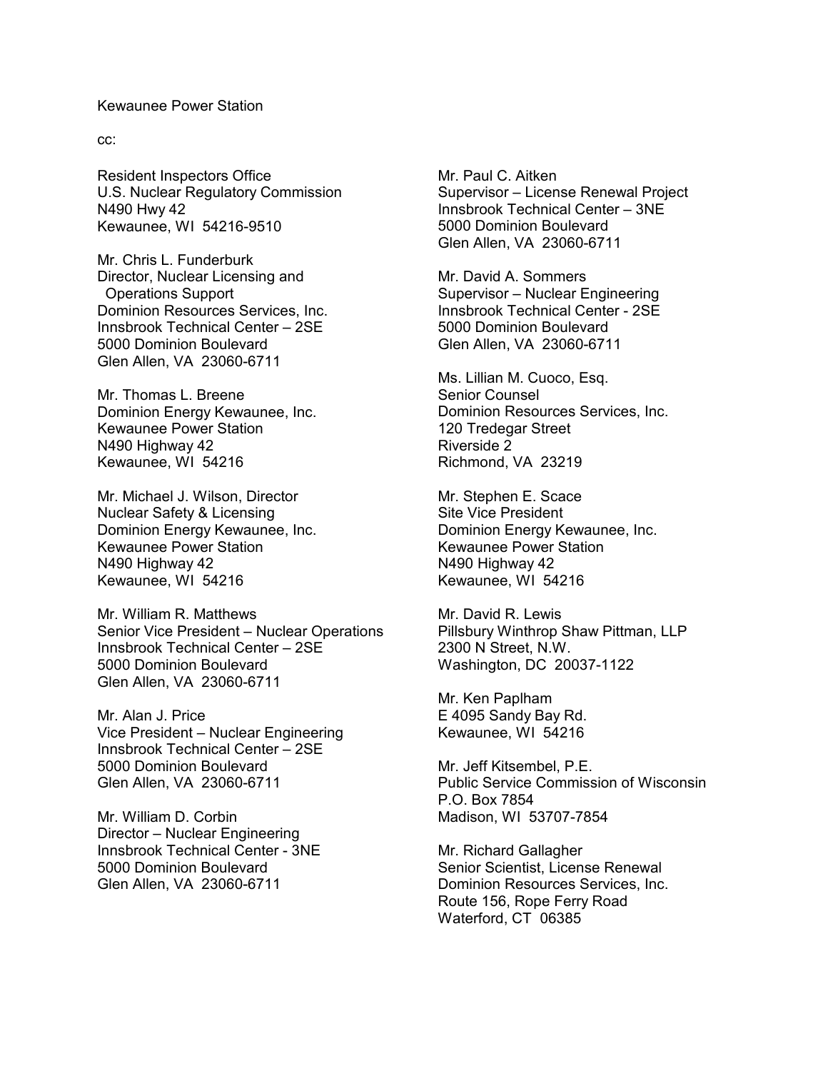Kewaunee Power Station

cc:

Resident Inspectors Office
U.S. Nuclear Regulatory Commission
N490 Hwy 42
Kewaunee, WI 54216-9510

Mr. Chris L. Funderburk
Director, Nuclear Licensing and
Operations Support
Dominion Resources Services, Inc.
Innsbrook Technical Center – 2SE
5000 Dominion Boulevard
Glen Allen, VA 23060-6711

Mr. Thomas L. Breene
Dominion Energy Kewaunee, Inc.
Kewaunee Power Station
N490 Highway 42
Kewaunee, WI 54216

Mr. Michael J. Wilson, Director
Nuclear Safety & Licensing
Dominion Energy Kewaunee, Inc.
Kewaunee Power Station
N490 Highway 42
Kewaunee, WI 54216

Mr. William R. Matthews
Senior Vice President – Nuclear Operations
Innsbrook Technical Center – 2SE
5000 Dominion Boulevard
Glen Allen, VA 23060-6711

Mr. Alan J. Price
Vice President – Nuclear Engineering
Innsbrook Technical Center – 2SE
5000 Dominion Boulevard
Glen Allen, VA 23060-6711

Mr. William D. Corbin
Director – Nuclear Engineering
Innsbrook Technical Center - 3NE
5000 Dominion Boulevard
Glen Allen, VA 23060-6711

Mr. Paul C. Aitken
Supervisor – License Renewal Project
Innsbrook Technical Center – 3NE
5000 Dominion Boulevard
Glen Allen, VA 23060-6711

Mr. David A. Sommers
Supervisor – Nuclear Engineering
Innsbrook Technical Center - 2SE
5000 Dominion Boulevard
Glen Allen, VA 23060-6711

Ms. Lillian M. Cuoco, Esq.
Senior Counsel
Dominion Resources Services, Inc.
120 Tredegar Street
Riverside 2
Richmond, VA 23219

Mr. Stephen E. Scace
Site Vice President
Dominion Energy Kewaunee, Inc.
Kewaunee Power Station
N490 Highway 42
Kewaunee, WI 54216

Mr. David R. Lewis
Pillsbury Winthrop Shaw Pittman, LLP
2300 N Street, N.W.
Washington, DC 20037-1122

Mr. Ken Paplham
E 4095 Sandy Bay Rd.
Kewaunee, WI 54216

Mr. Jeff Kitsembel, P.E.
Public Service Commission of Wisconsin
P.O. Box 7854
Madison, WI 53707-7854

Mr. Richard Gallagher
Senior Scientist, License Renewal
Dominion Resources Services, Inc.
Route 156, Rope Ferry Road
Waterford, CT 06385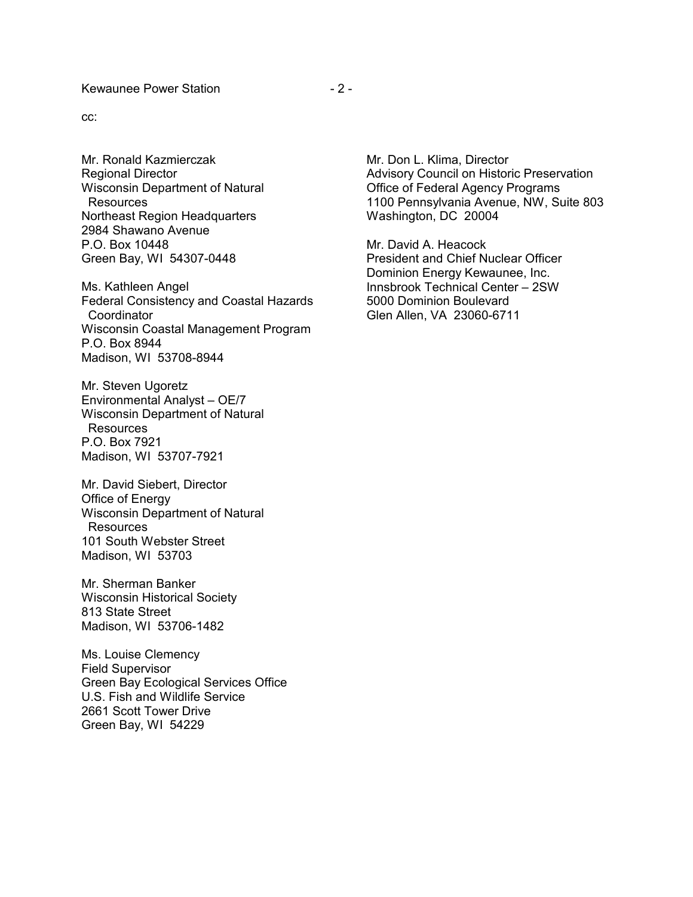cc:

Mr. Ronald Kazmierczak
Regional Director
Wisconsin Department of Natural Resources
Northeast Region Headquarters
2984 Shawano Avenue
P.O. Box 10448
Green Bay, WI 54307-0448

Ms. Kathleen Angel
Federal Consistency and Coastal Hazards Coordinator
Wisconsin Coastal Management Program
P.O. Box 8944
Madison, WI 53708-8944

Mr. Steven Ugoretz
Environmental Analyst – OE/7
Wisconsin Department of Natural Resources
P.O. Box 7921
Madison, WI 53707-7921

Mr. David Siebert, Director
Office of Energy
Wisconsin Department of Natural Resources
101 South Webster Street
Madison, WI 53703

Mr. Sherman Banker
Wisconsin Historical Society
813 State Street
Madison, WI 53706-1482

Ms. Louise Clemency
Field Supervisor
Green Bay Ecological Services Office
U.S. Fish and Wildlife Service
2661 Scott Tower Drive
Green Bay, WI 54229

Mr. Don L. Klima, Director
Advisory Council on Historic Preservation
Office of Federal Agency Programs
1100 Pennsylvania Avenue, NW, Suite 803
Washington, DC 20004

Mr. David A. Heacock
President and Chief Nuclear Officer
Dominion Energy Kewaunee, Inc.
Innsbrook Technical Center – 2SW
5000 Dominion Boulevard
Glen Allen, VA 23060-6711